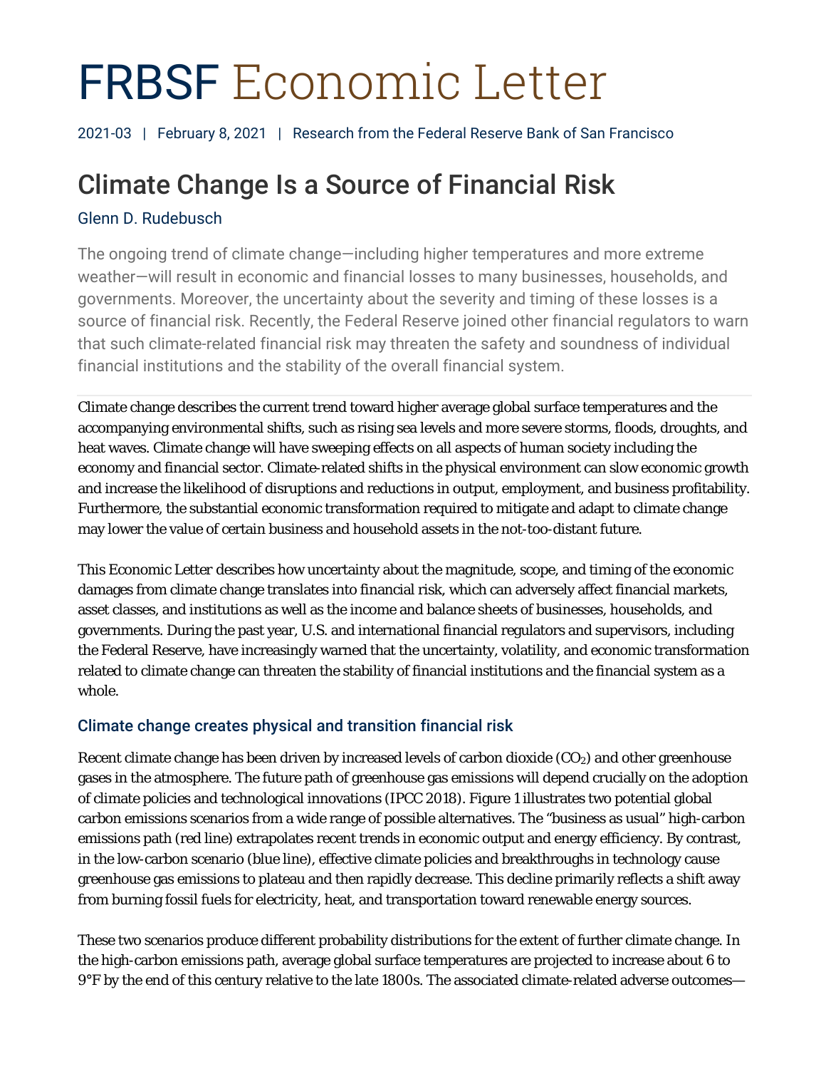# FRBSF Economic Letter

2021-03 | February 8, 2021 | Research from the Federal Reserve Bank of San Francisco

## Climate Change Is a Source of Financial Risk

Glenn D. Rudebusch

The ongoing trend of climate change—including higher temperatures and more extreme weather—will result in economic and financial losses to many businesses, households, and governments. Moreover, the uncertainty about the severity and timing of these losses is a source of financial risk. Recently, the Federal Reserve joined other financial regulators to warn that such climate-related financial risk may threaten the safety and soundness of individual financial institutions and the stability of the overall financial system.

Climate change describes the current trend toward higher average global surface temperatures and the accompanying environmental shifts, such as rising sea levels and more severe storms, floods, droughts, and heat waves. Climate change will have sweeping effects on all aspects of human society including the economy and financial sector. Climate-related shifts in the physical environment can slow economic growth and increase the likelihood of disruptions and reductions in output, employment, and business profitability. Furthermore, the substantial economic transformation required to mitigate and adapt to climate change may lower the value of certain business and household assets in the not-too-distant future.

This Economic Letter describes how uncertainty about the magnitude, scope, and timing of the economic damages from climate change translates into financial risk, which can adversely affect financial markets, asset classes, and institutions as well as the income and balance sheets of businesses, households, and governments. During the past year, U.S. and international financial regulators and supervisors, including the Federal Reserve, have increasingly warned that the uncertainty, volatility, and economic transformation related to climate change can threaten the stability of financial institutions and the financial system as a whole.

### Climate change creates physical and transition financial risk

Recent climate change has been driven by increased levels of carbon dioxide ($CO_2$) and other greenhouse gases in the atmosphere. The future path of greenhouse gas emissions will depend crucially on the adoption of climate policies and technological innovations (IPCC 2018). Figure 1 illustrates two potential global carbon emissions scenarios from a wide range of possible alternatives. The "business as usual" high-carbon emissions path (red line) extrapolates recent trends in economic output and energy efficiency. By contrast, in the low-carbon scenario (blue line), effective climate policies and breakthroughs in technology cause greenhouse gas emissions to plateau and then rapidly decrease. This decline primarily reflects a shift away from burning fossil fuels for electricity, heat, and transportation toward renewable energy sources.

These two scenarios produce different probability distributions for the extent of further climate change. In the high-carbon emissions path, average global surface temperatures are projected to increase about 6 to 9°F by the end of this century relative to the late 1800s. The associated climate-related adverse outcomes—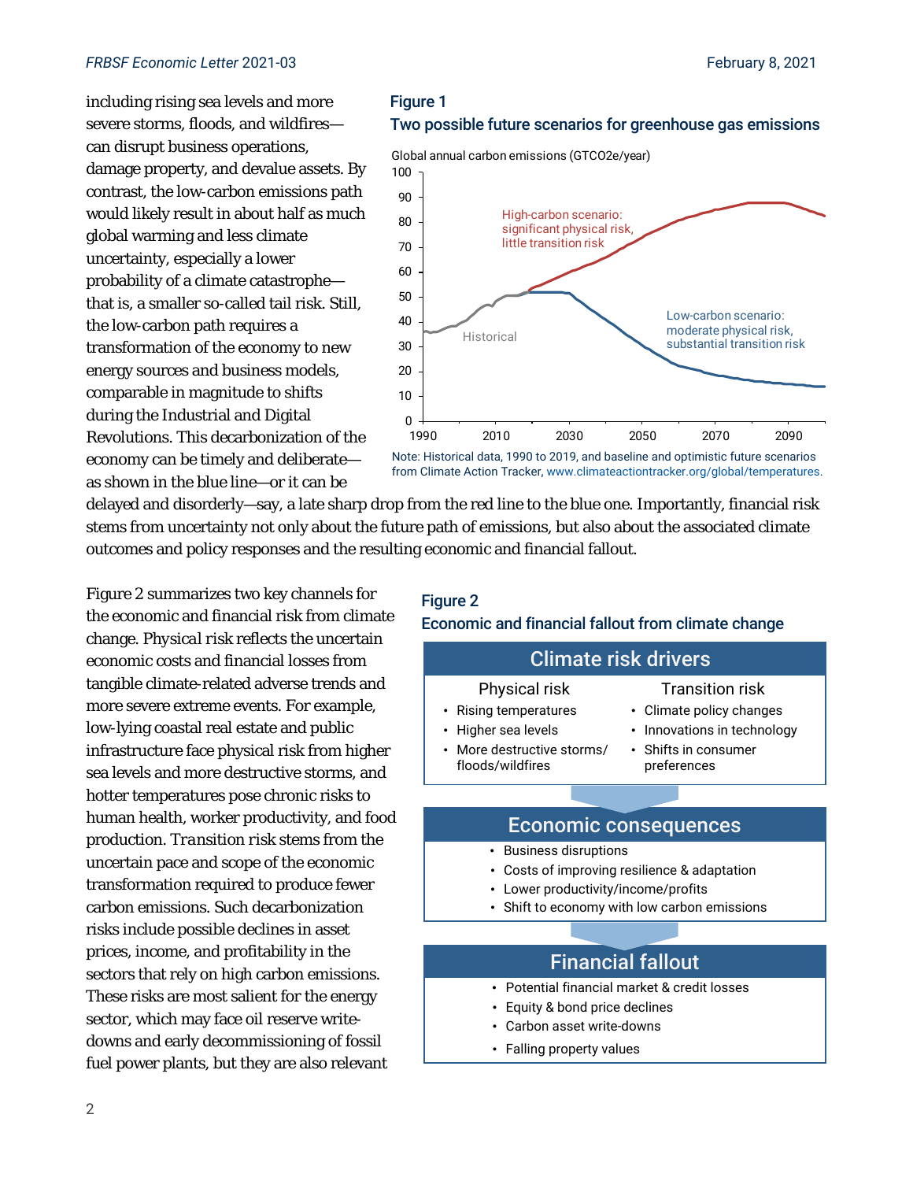including rising sea levels and more severe storms, floods, and wildfires—can disrupt business operations, damage property, and devalue assets. By contrast, the low-carbon emissions path would likely result in about half as much global warming and less climate uncertainty, especially a lower probability of a climate catastrophe—that is, a smaller so-called tail risk. Still, the low-carbon path requires a transformation of the economy to new energy sources and business models, comparable in magnitude to shifts during the Industrial and Digital Revolutions. This decarbonization of the economy can be timely and deliberate—as shown in the blue line—or it can be delayed and disorderly—say, a late sharp drop from the red line to the blue one. Importantly, financial risk stems from uncertainty not only about the future path of emissions, but also about the associated climate outcomes and policy responses and the resulting economic and financial fallout.

**Figure 1**
**Two possible future scenarios for greenhouse gas emissions**

Global annual carbon emissions (GTCO2e/year)

High-carbon scenario: significant physical risk, little transition risk

Low-carbon scenario: moderate physical risk, substantial transition risk

Historical

Note: Historical data, 1990 to 2019, and baseline and optimistic future scenarios from Climate Action Tracker, www.climateactiontracker.org/global/temperatures.

Figure 2 summarizes two key channels for the economic and financial risk from climate change. *Physical risk* reflects the uncertain economic costs and financial losses from tangible climate-related adverse trends and more severe extreme events. For example, low-lying coastal real estate and public infrastructure face physical risk from higher sea levels and more destructive storms, and hotter temperatures pose chronic risks to human health, worker productivity, and food production. *Transition risk* stems from the uncertain pace and scope of the economic transformation required to produce fewer carbon emissions. Such decarbonization risks include possible declines in asset prices, income, and profitability in the sectors that rely on high carbon emissions. These risks are most salient for the energy sector, which may face oil reserve write-downs and early decommissioning of fossil fuel power plants, but they are also relevant

**Figure 2**
**Economic and financial fallout from climate change**

**Climate risk drivers**

Physical risk
- Rising temperatures
- Higher sea levels
- More destructive storms/floods/wildfires

Transition risk
- Climate policy changes
- Innovations in technology
- Shifts in consumer preferences

**Economic consequences**
- Business disruptions
- Costs of improving resilience & adaptation
- Lower productivity/income/profits
- Shift to economy with low carbon emissions

**Financial fallout**
- Potential financial market & credit losses
- Equity & bond price declines
- Carbon asset write-downs
- Falling property values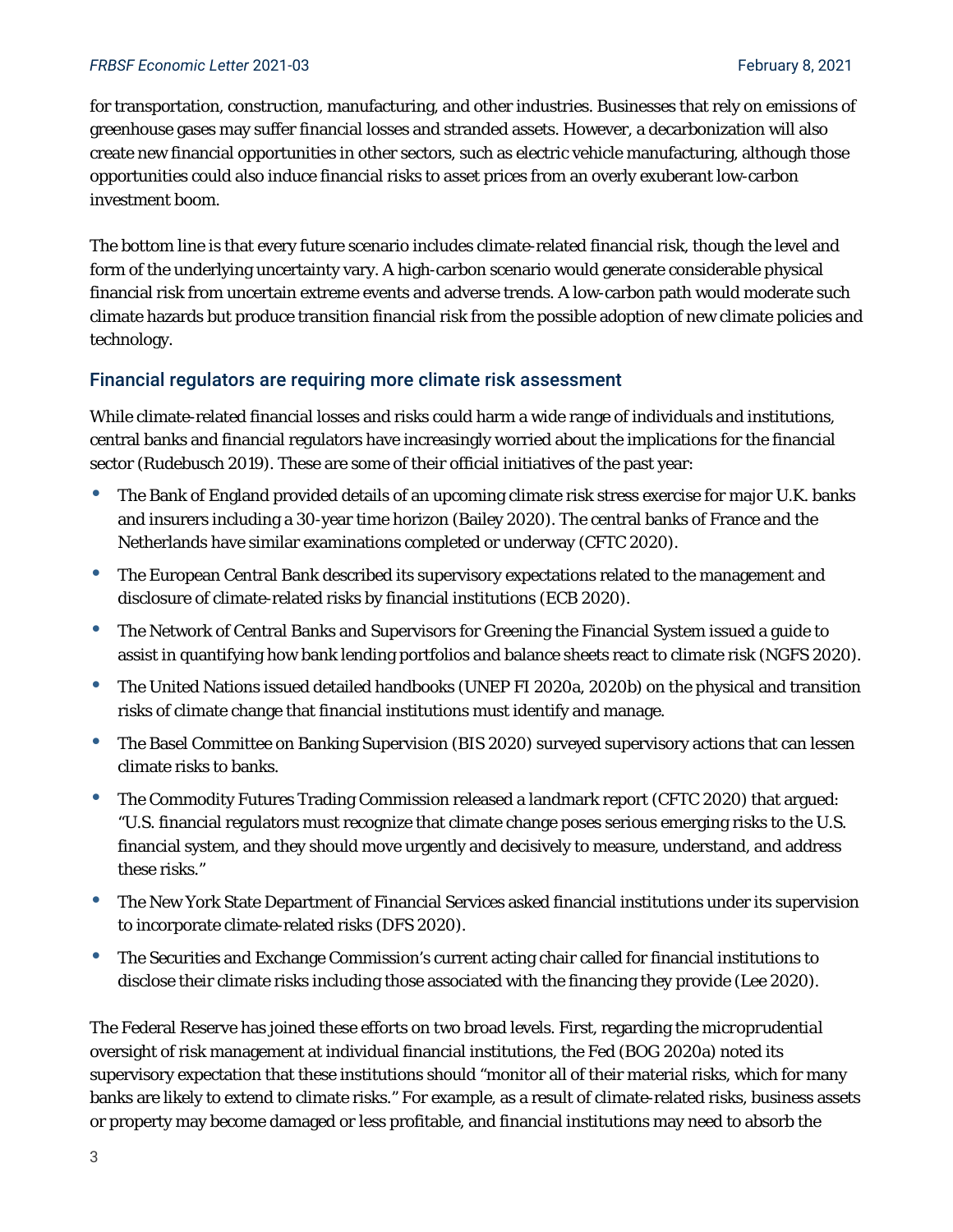for transportation, construction, manufacturing, and other industries. Businesses that rely on emissions of greenhouse gases may suffer financial losses and stranded assets. However, a decarbonization will also create new financial opportunities in other sectors, such as electric vehicle manufacturing, although those opportunities could also induce financial risks to asset prices from an overly exuberant low-carbon investment boom.

The bottom line is that every future scenario includes climate-related financial risk, though the level and form of the underlying uncertainty vary. A high-carbon scenario would generate considerable physical financial risk from uncertain extreme events and adverse trends. A low-carbon path would moderate such climate hazards but produce transition financial risk from the possible adoption of new climate policies and technology.

## Financial regulators are requiring more climate risk assessment

While climate-related financial losses and risks could harm a wide range of individuals and institutions, central banks and financial regulators have increasingly worried about the implications for the financial sector (Rudebusch 2019). These are some of their official initiatives of the past year:

- The Bank of England provided details of an upcoming climate risk stress exercise for major U.K. banks and insurers including a 30-year time horizon (Bailey 2020). The central banks of France and the Netherlands have similar examinations completed or underway (CFTC 2020).
- The European Central Bank described its supervisory expectations related to the management and disclosure of climate-related risks by financial institutions (ECB 2020).
- The Network of Central Banks and Supervisors for Greening the Financial System issued a guide to assist in quantifying how bank lending portfolios and balance sheets react to climate risk (NGFS 2020).
- The United Nations issued detailed handbooks (UNEP FI 2020a, 2020b) on the physical and transition risks of climate change that financial institutions must identify and manage.
- The Basel Committee on Banking Supervision (BIS 2020) surveyed supervisory actions that can lessen climate risks to banks.
- The Commodity Futures Trading Commission released a landmark report (CFTC 2020) that argued: "U.S. financial regulators must recognize that climate change poses serious emerging risks to the U.S. financial system, and they should move urgently and decisively to measure, understand, and address these risks."
- The New York State Department of Financial Services asked financial institutions under its supervision to incorporate climate-related risks (DFS 2020).
- The Securities and Exchange Commission's current acting chair called for financial institutions to disclose their climate risks including those associated with the financing they provide (Lee 2020).

The Federal Reserve has joined these efforts on two broad levels. First, regarding the microprudential oversight of risk management at individual financial institutions, the Fed (BOG 2020a) noted its supervisory expectation that these institutions should "monitor all of their material risks, which for many banks are likely to extend to climate risks." For example, as a result of climate-related risks, business assets or property may become damaged or less profitable, and financial institutions may need to absorb the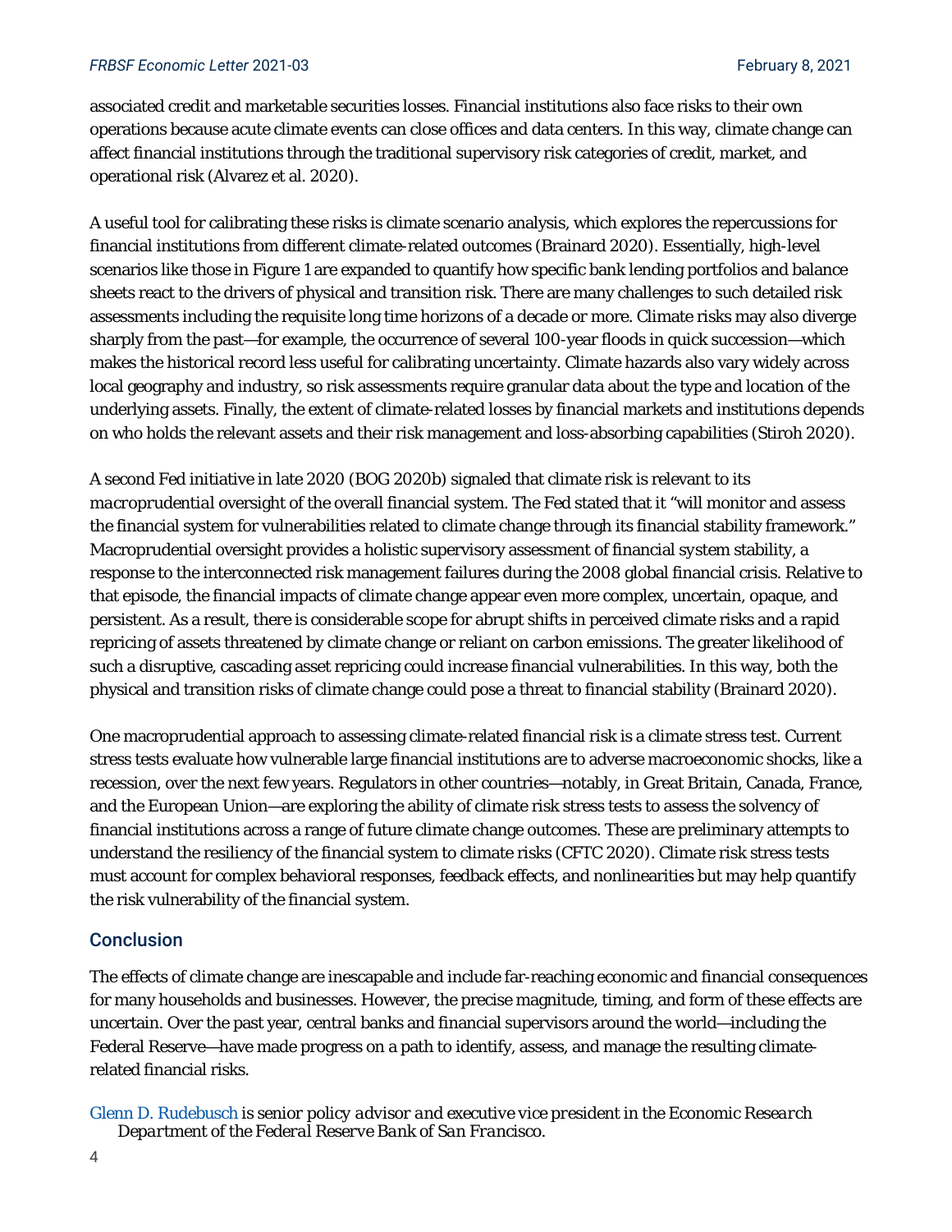associated credit and marketable securities losses. Financial institutions also face risks to their own operations because acute climate events can close offices and data centers. In this way, climate change can affect financial institutions through the traditional supervisory risk categories of credit, market, and operational risk (Alvarez et al. 2020).

A useful tool for calibrating these risks is climate scenario analysis, which explores the repercussions for financial institutions from different climate-related outcomes (Brainard 2020). Essentially, high-level scenarios like those in Figure 1 are expanded to quantify how specific bank lending portfolios and balance sheets react to the drivers of physical and transition risk. There are many challenges to such detailed risk assessments including the requisite long time horizons of a decade or more. Climate risks may also diverge sharply from the past—for example, the occurrence of several 100-year floods in quick succession—which makes the historical record less useful for calibrating uncertainty. Climate hazards also vary widely across local geography and industry, so risk assessments require granular data about the type and location of the underlying assets. Finally, the extent of climate-related losses by financial markets and institutions depends on who holds the relevant assets and their risk management and loss-absorbing capabilities (Stiroh 2020).

A second Fed initiative in late 2020 (BOG 2020b) signaled that climate risk is relevant to its *macroprudential* oversight of the overall financial system. The Fed stated that it "will monitor and assess the financial system for vulnerabilities related to climate change through its financial stability framework." Macroprudential oversight provides a holistic supervisory assessment of financial system stability, a response to the interconnected risk management failures during the 2008 global financial crisis. Relative to that episode, the financial impacts of climate change appear even more complex, uncertain, opaque, and persistent. As a result, there is considerable scope for abrupt shifts in perceived climate risks and a rapid repricing of assets threatened by climate change or reliant on carbon emissions. The greater likelihood of such a disruptive, cascading asset repricing could increase financial vulnerabilities. In this way, both the physical and transition risks of climate change could pose a threat to financial stability (Brainard 2020).

One macroprudential approach to assessing climate-related financial risk is a climate stress test. Current stress tests evaluate how vulnerable large financial institutions are to adverse macroeconomic shocks, like a recession, over the next few years. Regulators in other countries—notably, in Great Britain, Canada, France, and the European Union—are exploring the ability of climate risk stress tests to assess the solvency of financial institutions across a range of future climate change outcomes. These are preliminary attempts to understand the resiliency of the financial system to climate risks (CFTC 2020). Climate risk stress tests must account for complex behavioral responses, feedback effects, and nonlinearities but may help quantify the risk vulnerability of the financial system.

## Conclusion

The effects of climate change are inescapable and include far-reaching economic and financial consequences for many households and businesses. However, the precise magnitude, timing, and form of these effects are uncertain. Over the past year, central banks and financial supervisors around the world—including the Federal Reserve—have made progress on a path to identify, assess, and manage the resulting climate-related financial risks.

Glenn D. Rudebusch *is senior policy advisor and executive vice president in the Economic Research Department of the Federal Reserve Bank of San Francisco.*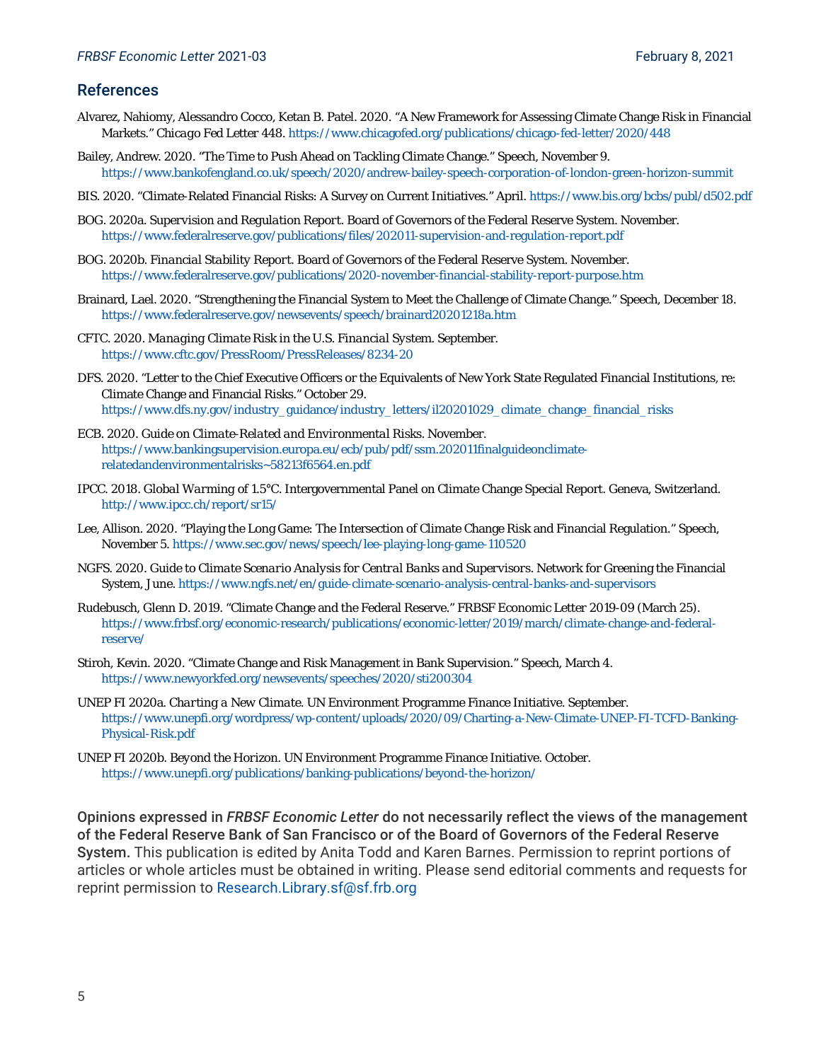## References

Alvarez, Nahiomy, Alessandro Cocco, Ketan B. Patel. 2020. "A New Framework for Assessing Climate Change Risk in Financial Markets." *Chicago Fed Letter* 448. https://www.chicagofed.org/publications/chicago-fed-letter/2020/448

Bailey, Andrew. 2020. "The Time to Push Ahead on Tackling Climate Change." Speech, November 9. https://www.bankofengland.co.uk/speech/2020/andrew-bailey-speech-corporation-of-london-green-horizon-summit

BIS. 2020. "Climate-Related Financial Risks: A Survey on Current Initiatives." April. https://www.bis.org/bcbs/publ/d502.pdf

BOG. 2020a. *Supervision and Regulation Report*. Board of Governors of the Federal Reserve System. November. https://www.federalreserve.gov/publications/files/202011-supervision-and-regulation-report.pdf

BOG. 2020b. *Financial Stability Report*. Board of Governors of the Federal Reserve System. November. https://www.federalreserve.gov/publications/2020-november-financial-stability-report-purpose.htm

Brainard, Lael. 2020. "Strengthening the Financial System to Meet the Challenge of Climate Change." Speech, December 18. https://www.federalreserve.gov/newsevents/speech/brainard20201218a.htm

CFTC. 2020. *Managing Climate Risk in the U.S. Financial System*. September. https://www.cftc.gov/PressRoom/PressReleases/8234-20

DFS. 2020. "Letter to the Chief Executive Officers or the Equivalents of New York State Regulated Financial Institutions, re: Climate Change and Financial Risks." October 29. https://www.dfs.ny.gov/industry_guidance/industry_letters/il20201029_climate_change_financial_risks

ECB. 2020. *Guide on Climate-Related and Environmental Risks*. November. https://www.bankingsupervision.europa.eu/ecb/pub/pdf/ssm.202011finalguideonclimate-relatedandenvironmentalrisks~58213f6564.en.pdf

IPCC. 2018. *Global Warming of 1.5°C*. Intergovernmental Panel on Climate Change Special Report. Geneva, Switzerland. http://www.ipcc.ch/report/sr15/

Lee, Allison. 2020. "Playing the Long Game: The Intersection of Climate Change Risk and Financial Regulation." Speech, November 5. https://www.sec.gov/news/speech/lee-playing-long-game-110520

NGFS. 2020. *Guide to Climate Scenario Analysis for Central Banks and Supervisors*. Network for Greening the Financial System, June. https://www.ngfs.net/en/guide-climate-scenario-analysis-central-banks-and-supervisors

Rudebusch, Glenn D. 2019. "Climate Change and the Federal Reserve." FRBSF Economic Letter 2019-09 (March 25). https://www.frbsf.org/economic-research/publications/economic-letter/2019/march/climate-change-and-federal-reserve/

Stiroh, Kevin. 2020. "Climate Change and Risk Management in Bank Supervision." Speech, March 4. https://www.newyorkfed.org/newsevents/speeches/2020/sti200304

UNEP FI 2020a. *Charting a New Climate*. UN Environment Programme Finance Initiative. September. https://www.unepfi.org/wordpress/wp-content/uploads/2020/09/Charting-a-New-Climate-UNEP-FI-TCFD-Banking-Physical-Risk.pdf

UNEP FI 2020b. *Beyond the Horizon*. UN Environment Programme Finance Initiative. October. https://www.unepfi.org/publications/banking-publications/beyond-the-horizon/

**Opinions expressed in *FRBSF Economic Letter* do not necessarily reflect the views of the management of the Federal Reserve Bank of San Francisco or of the Board of Governors of the Federal Reserve System.** This publication is edited by Anita Todd and Karen Barnes. Permission to reprint portions of articles or whole articles must be obtained in writing. Please send editorial comments and requests for reprint permission to Research.Library.sf@sf.frb.org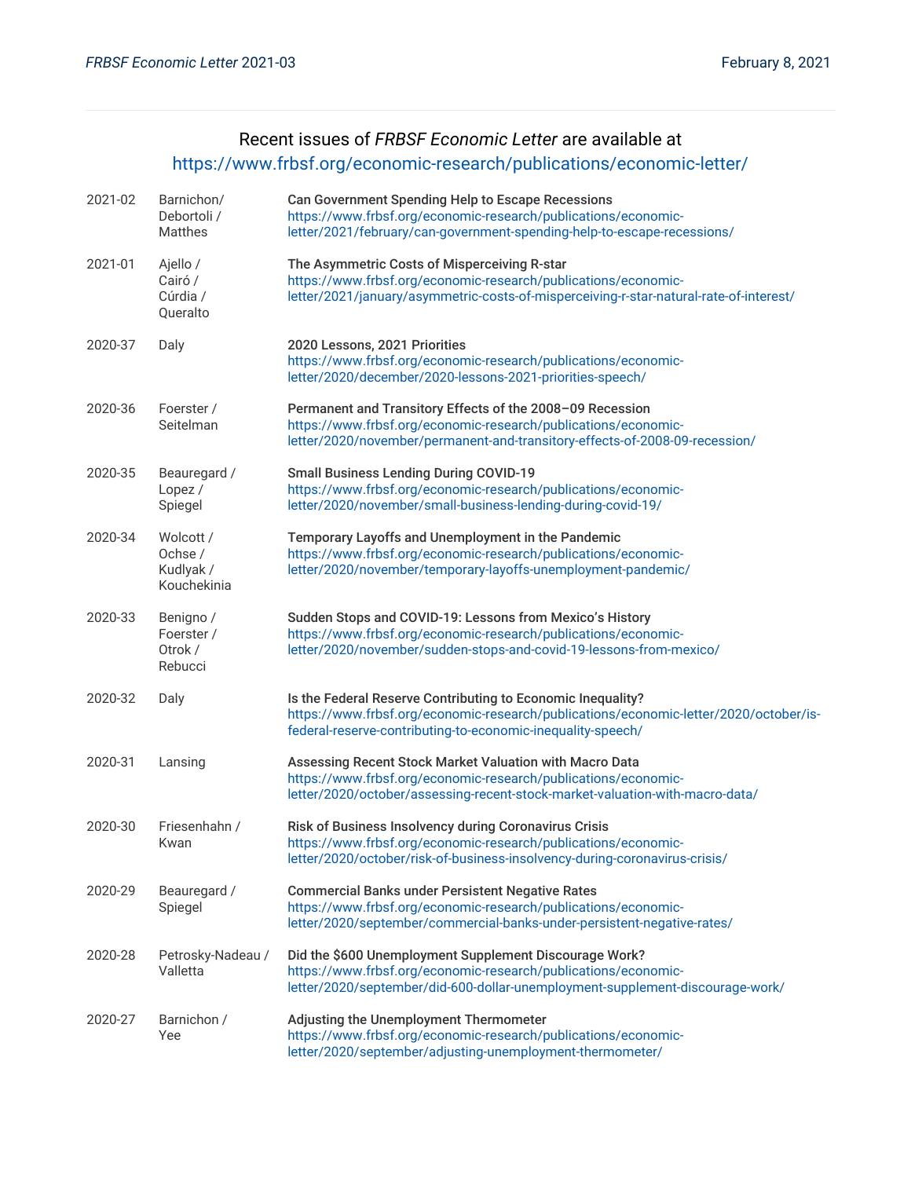Recent issues of *FRBSF Economic Letter* are available at
https://www.frbsf.org/economic-research/publications/economic-letter/

| | | |
|---|---|---|
| 2021-02 | Barnichon/ Debortoli / Matthes | **Can Government Spending Help to Escape Recessions** https://www.frbsf.org/economic-research/publications/economic-letter/2021/february/can-government-spending-help-to-escape-recessions/ |
| 2021-01 | Ajello / Cairó / Cúrdia / Queralto | **The Asymmetric Costs of Misperceiving R-star** https://www.frbsf.org/economic-research/publications/economic-letter/2021/january/asymmetric-costs-of-misperceiving-r-star-natural-rate-of-interest/ |
| 2020-37 | Daly | **2020 Lessons, 2021 Priorities** https://www.frbsf.org/economic-research/publications/economic-letter/2020/december/2020-lessons-2021-priorities-speech/ |
| 2020-36 | Foerster / Seitelman | **Permanent and Transitory Effects of the 2008–09 Recession** https://www.frbsf.org/economic-research/publications/economic-letter/2020/november/permanent-and-transitory-effects-of-2008-09-recession/ |
| 2020-35 | Beauregard / Lopez / Spiegel | **Small Business Lending During COVID-19** https://www.frbsf.org/economic-research/publications/economic-letter/2020/november/small-business-lending-during-covid-19/ |
| 2020-34 | Wolcott / Ochse / Kudlyak / Kouchekinia | **Temporary Layoffs and Unemployment in the Pandemic** https://www.frbsf.org/economic-research/publications/economic-letter/2020/november/temporary-layoffs-unemployment-pandemic/ |
| 2020-33 | Benigno / Foerster / Otrok / Rebucci | **Sudden Stops and COVID-19: Lessons from Mexico's History** https://www.frbsf.org/economic-research/publications/economic-letter/2020/november/sudden-stops-and-covid-19-lessons-from-mexico/ |
| 2020-32 | Daly | **Is the Federal Reserve Contributing to Economic Inequality?** https://www.frbsf.org/economic-research/publications/economic-letter/2020/october/is-federal-reserve-contributing-to-economic-inequality-speech/ |
| 2020-31 | Lansing | **Assessing Recent Stock Market Valuation with Macro Data** https://www.frbsf.org/economic-research/publications/economic-letter/2020/october/assessing-recent-stock-market-valuation-with-macro-data/ |
| 2020-30 | Friesenhahn / Kwan | **Risk of Business Insolvency during Coronavirus Crisis** https://www.frbsf.org/economic-research/publications/economic-letter/2020/october/risk-of-business-insolvency-during-coronavirus-crisis/ |
| 2020-29 | Beauregard / Spiegel | **Commercial Banks under Persistent Negative Rates** https://www.frbsf.org/economic-research/publications/economic-letter/2020/september/commercial-banks-under-persistent-negative-rates/ |
| 2020-28 | Petrosky-Nadeau / Valletta | **Did the $600 Unemployment Supplement Discourage Work?** https://www.frbsf.org/economic-research/publications/economic-letter/2020/september/did-600-dollar-unemployment-supplement-discourage-work/ |
| 2020-27 | Barnichon / Yee | **Adjusting the Unemployment Thermometer** https://www.frbsf.org/economic-research/publications/economic-letter/2020/september/adjusting-unemployment-thermometer/ |